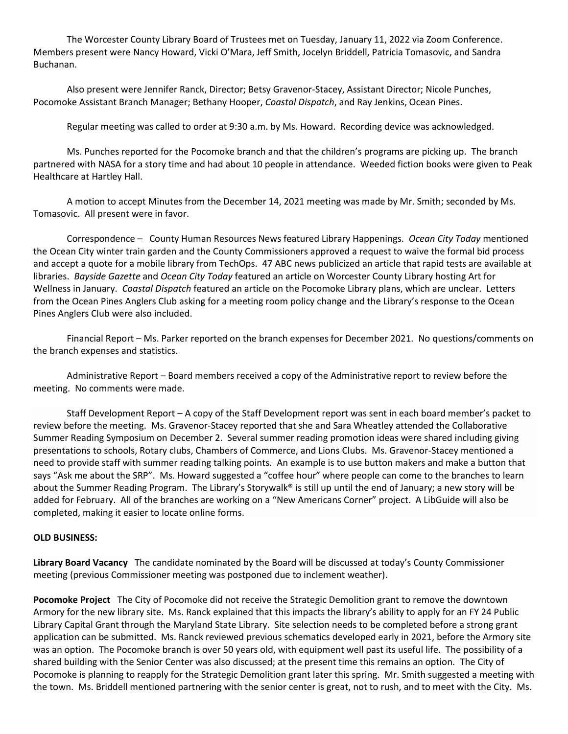The Worcester County Library Board of Trustees met on Tuesday, January 11, 2022 via Zoom Conference. Members present were Nancy Howard, Vicki O'Mara, Jeff Smith, Jocelyn Briddell, Patricia Tomasovic, and Sandra Buchanan.

Also present were Jennifer Ranck, Director; Betsy Gravenor-Stacey, Assistant Director; Nicole Punches, Pocomoke Assistant Branch Manager; Bethany Hooper, *Coastal Dispatch*, and Ray Jenkins, Ocean Pines.

Regular meeting was called to order at 9:30 a.m. by Ms. Howard. Recording device was acknowledged.

Ms. Punches reported for the Pocomoke branch and that the children's programs are picking up. The branch partnered with NASA for a story time and had about 10 people in attendance. Weeded fiction books were given to Peak Healthcare at Hartley Hall.

A motion to accept Minutes from the December 14, 2021 meeting was made by Mr. Smith; seconded by Ms. Tomasovic. All present were in favor.

Correspondence – County Human Resources News featured Library Happenings. *Ocean City Today* mentioned the Ocean City winter train garden and the County Commissioners approved a request to waive the formal bid process and accept a quote for a mobile library from TechOps. 47 ABC news publicized an article that rapid tests are available at libraries. *Bayside Gazette* and *Ocean City Today* featured an article on Worcester County Library hosting Art for Wellness in January. *Coastal Dispatch* featured an article on the Pocomoke Library plans, which are unclear. Letters from the Ocean Pines Anglers Club asking for a meeting room policy change and the Library's response to the Ocean Pines Anglers Club were also included.

Financial Report – Ms. Parker reported on the branch expenses for December 2021. No questions/comments on the branch expenses and statistics.

Administrative Report – Board members received a copy of the Administrative report to review before the meeting. No comments were made.

Staff Development Report – A copy of the Staff Development report was sent in each board member's packet to review before the meeting. Ms. Gravenor-Stacey reported that she and Sara Wheatley attended the Collaborative Summer Reading Symposium on December 2. Several summer reading promotion ideas were shared including giving presentations to schools, Rotary clubs, Chambers of Commerce, and Lions Clubs. Ms. Gravenor-Stacey mentioned a need to provide staff with summer reading talking points. An example is to use button makers and make a button that says "Ask me about the SRP". Ms. Howard suggested a "coffee hour" where people can come to the branches to learn about the Summer Reading Program. The Library's Storywalk® is still up until the end of January; a new story will be added for February. All of the branches are working on a "New Americans Corner" project. A LibGuide will also be completed, making it easier to locate online forms.

**OLD BUSINESS:**

**Library Board Vacancy** The candidate nominated by the Board will be discussed at today's County Commissioner meeting (previous Commissioner meeting was postponed due to inclement weather).

**Pocomoke Project** The City of Pocomoke did not receive the Strategic Demolition grant to remove the downtown Armory for the new library site. Ms. Ranck explained that this impacts the library's ability to apply for an FY 24 Public Library Capital Grant through the Maryland State Library. Site selection needs to be completed before a strong grant application can be submitted. Ms. Ranck reviewed previous schematics developed early in 2021, before the Armory site was an option. The Pocomoke branch is over 50 years old, with equipment well past its useful life. The possibility of a shared building with the Senior Center was also discussed; at the present time this remains an option. The City of Pocomoke is planning to reapply for the Strategic Demolition grant later this spring. Mr. Smith suggested a meeting with the town. Ms. Briddell mentioned partnering with the senior center is great, not to rush, and to meet with the City. Ms.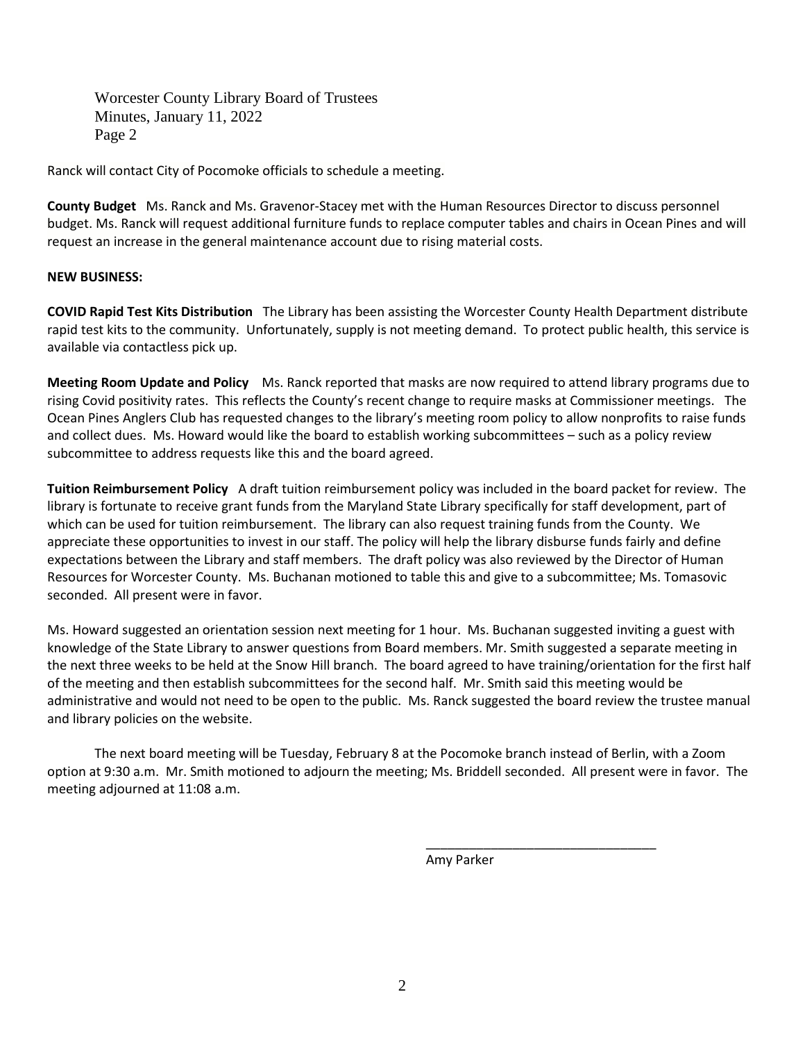Ranck will contact City of Pocomoke officials to schedule a meeting.

**County Budget** Ms. Ranck and Ms. Gravenor-Stacey met with the Human Resources Director to discuss personnel budget. Ms. Ranck will request additional furniture funds to replace computer tables and chairs in Ocean Pines and will request an increase in the general maintenance account due to rising material costs.

**NEW BUSINESS:**

**COVID Rapid Test Kits Distribution** The Library has been assisting the Worcester County Health Department distribute rapid test kits to the community. Unfortunately, supply is not meeting demand. To protect public health, this service is available via contactless pick up.

**Meeting Room Update and Policy** Ms. Ranck reported that masks are now required to attend library programs due to rising Covid positivity rates. This reflects the County's recent change to require masks at Commissioner meetings. The Ocean Pines Anglers Club has requested changes to the library's meeting room policy to allow nonprofits to raise funds and collect dues. Ms. Howard would like the board to establish working subcommittees – such as a policy review subcommittee to address requests like this and the board agreed.

**Tuition Reimbursement Policy** A draft tuition reimbursement policy was included in the board packet for review. The library is fortunate to receive grant funds from the Maryland State Library specifically for staff development, part of which can be used for tuition reimbursement. The library can also request training funds from the County. We appreciate these opportunities to invest in our staff. The policy will help the library disburse funds fairly and define expectations between the Library and staff members. The draft policy was also reviewed by the Director of Human Resources for Worcester County. Ms. Buchanan motioned to table this and give to a subcommittee; Ms. Tomasovic seconded. All present were in favor.

Ms. Howard suggested an orientation session next meeting for 1 hour. Ms. Buchanan suggested inviting a guest with knowledge of the State Library to answer questions from Board members. Mr. Smith suggested a separate meeting in the next three weeks to be held at the Snow Hill branch. The board agreed to have training/orientation for the first half of the meeting and then establish subcommittees for the second half. Mr. Smith said this meeting would be administrative and would not need to be open to the public. Ms. Ranck suggested the board review the trustee manual and library policies on the website.

The next board meeting will be Tuesday, February 8 at the Pocomoke branch instead of Berlin, with a Zoom option at 9:30 a.m. Mr. Smith motioned to adjourn the meeting; Ms. Briddell seconded. All present were in favor. The meeting adjourned at 11:08 a.m.

\_\_\_\_\_\_\_\_\_\_\_\_\_\_\_\_\_\_\_\_\_\_\_\_\_\_\_\_\_\_\_\_

Amy Parker